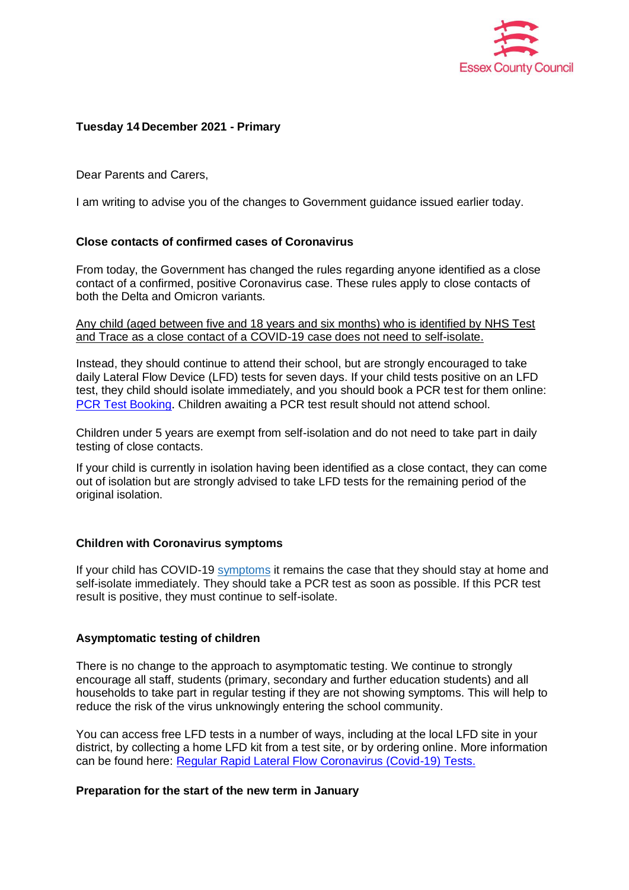Essex County Council

**Tuesday 14 December 2021 - Primary**

Dear Parents and Carers,

I am writing to advise you of the changes to Government guidance issued earlier today.

## Close contacts of confirmed cases of Coronavirus

From today, the Government has changed the rules regarding anyone identified as a close contact of a confirmed, positive Coronavirus case. These rules apply to close contacts of both the Delta and Omicron variants.

<u>Any child (aged between five and 18 years and six months) who is identified by NHS Test and Trace as a close contact of a COVID-19 case does not need to self-isolate.</u>

Instead, they should continue to attend their school, but are strongly encouraged to take daily Lateral Flow Device (LFD) tests for seven days. If your child tests positive on an LFD test, they child should isolate immediately, and you should book a PCR test for them online: [PCR Test Booking](). Children awaiting a PCR test result should not attend school.

Children under 5 years are exempt from self-isolation and do not need to take part in daily testing of close contacts.

If your child is currently in isolation having been identified as a close contact, they can come out of isolation but are strongly advised to take LFD tests for the remaining period of the original isolation.

## Children with Coronavirus symptoms

If your child has COVID-19 [symptoms]() it remains the case that they should stay at home and self-isolate immediately. They should take a PCR test as soon as possible. If this PCR test result is positive, they must continue to self-isolate.

## Asymptomatic testing of children

There is no change to the approach to asymptomatic testing. We continue to strongly encourage all staff, students (primary, secondary and further education students) and all households to take part in regular testing if they are not showing symptoms. This will help to reduce the risk of the virus unknowingly entering the school community.

You can access free LFD tests in a number of ways, including at the local LFD site in your district, by collecting a home LFD kit from a test site, or by ordering online. More information can be found here: [Regular Rapid Lateral Flow Coronavirus (Covid-19) Tests.]()

## Preparation for the start of the new term in January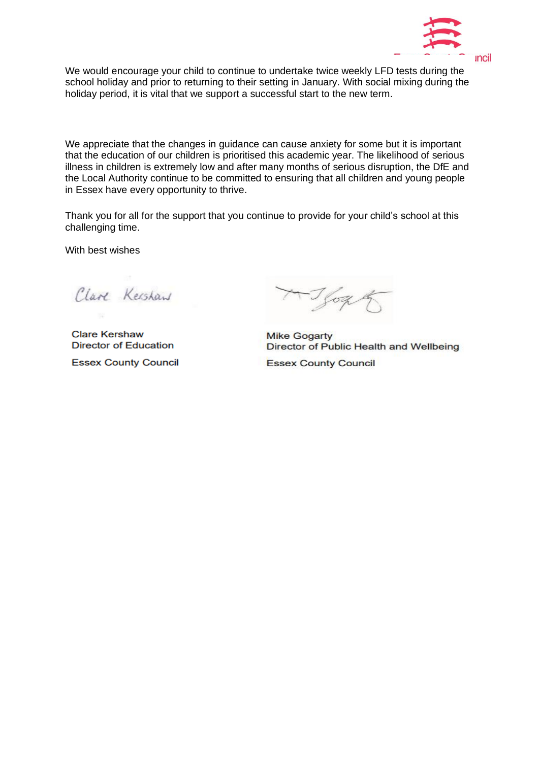We would encourage your child to continue to undertake twice weekly LFD tests during the school holiday and prior to returning to their setting in January. With social mixing during the holiday period, it is vital that we support a successful start to the new term.

We appreciate that the changes in guidance can cause anxiety for some but it is important that the education of our children is prioritised this academic year. The likelihood of serious illness in children is extremely low and after many months of serious disruption, the DfE and the Local Authority continue to be committed to ensuring that all children and young people in Essex have every opportunity to thrive.

Thank you for all for the support that you continue to provide for your child's school at this challenging time.

With best wishes

Clare Kershaw
Director of Education
Essex County Council

Mike Gogarty
Director of Public Health and Wellbeing
Essex County Council